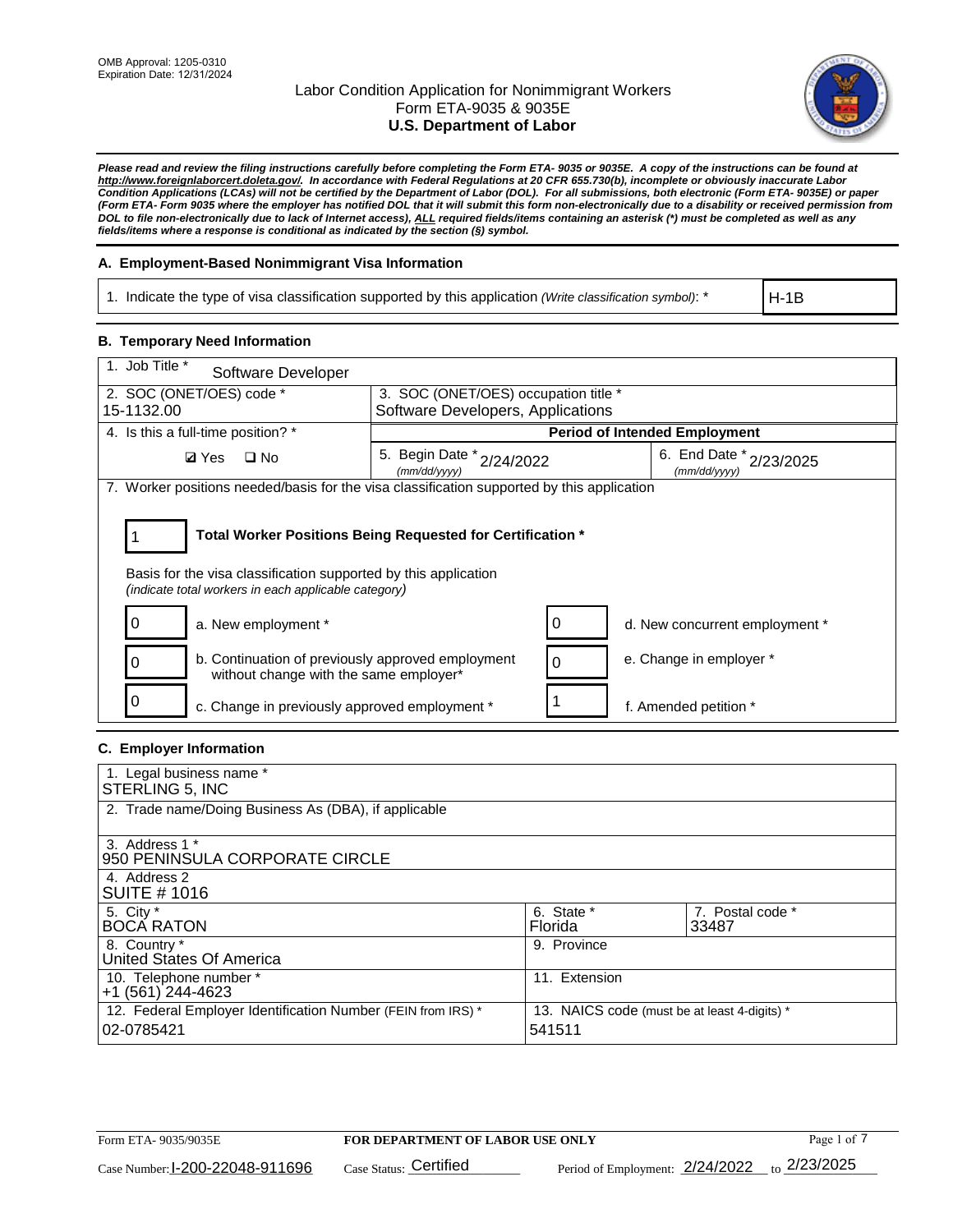OMB Approval: 1205-0310
Expiration Date: 12/31/2024

# Labor Condition Application for Nonimmigrant Workers
## Form ETA-9035 & 9035E
## U.S. Department of Labor

***Please read and review the filing instructions carefully before completing the Form ETA- 9035 or 9035E. A copy of the instructions can be found at http://www.foreignlaborcert.doleta.gov/. In accordance with Federal Regulations at 20 CFR 655.730(b), incomplete or obviously inaccurate Labor Condition Applications (LCAs) will not be certified by the Department of Labor (DOL). For all submissions, both electronic (Form ETA- 9035E) or paper (Form ETA- Form 9035 where the employer has notified DOL that it will submit this form non-electronically due to a disability or received permission from DOL to file non-electronically due to lack of Internet access), ALL required fields/items containing an asterisk (*) must be completed as well as any fields/items where a response is conditional as indicated by the section (§) symbol.***

### A. Employment-Based Nonimmigrant Visa Information

| 1. Indicate the type of visa classification supported by this application *(Write classification symbol)*: * | H-1B |
|---|---|

### B. Temporary Need Information

| 1. Job Title * Software Developer | | |
|---|---|---|
| 2. SOC (ONET/OES) code * 15-1132.00 | 3. SOC (ONET/OES) occupation title * Software Developers, Applications | |
| 4. Is this a full-time position? * | **Period of Intended Employment** | |
| ☑ Yes ☐ No | 5. Begin Date * *(mm/dd/yyyy)* 2/24/2022 | 6. End Date * *(mm/dd/yyyy)* 2/23/2025 |

7. Worker positions needed/basis for the visa classification supported by this application

**1** — **Total Worker Positions Being Requested for Certification ***

Basis for the visa classification supported by this application
*(indicate total workers in each applicable category)*

| | | | |
|---|---|---|---|
| 0 | a. New employment * | 0 | d. New concurrent employment * |
| 0 | b. Continuation of previously approved employment without change with the same employer* | 0 | e. Change in employer * |
| 0 | c. Change in previously approved employment * | 1 | f. Amended petition * |

### C. Employer Information

| | | |
|---|---|---|
| 1. Legal business name * STERLING 5, INC | | |
| 2. Trade name/Doing Business As (DBA), if applicable | | |
| 3. Address 1 * 950 PENINSULA CORPORATE CIRCLE | | |
| 4. Address 2 SUITE # 1016 | | |
| 5. City * BOCA RATON | 6. State * Florida | 7. Postal code * 33487 |
| 8. Country * United States Of America | 9. Province | |
| 10. Telephone number * +1 (561) 244-4623 | 11. Extension | |
| 12. Federal Employer Identification Number (FEIN from IRS) * 02-0785421 | 13. NAICS code (must be at least 4-digits) * 541511 | |

Form ETA- 9035/9035E — **FOR DEPARTMENT OF LABOR USE ONLY**

Case Number: I-200-22048-911696 — Case Status: Certified — Period of Employment: 2/24/2022 to 2/23/2025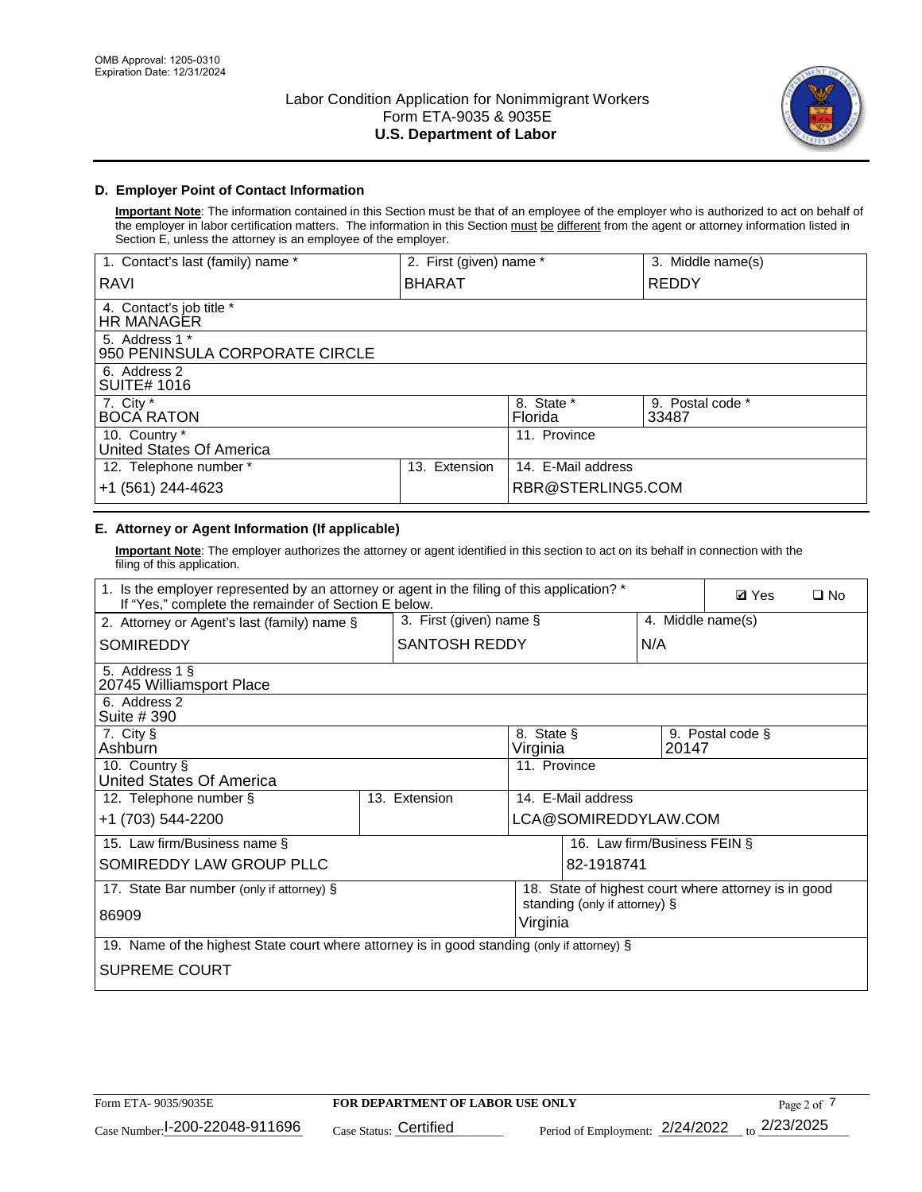OMB Approval: 1205-0310
Expiration Date: 12/31/2024

# Labor Condition Application for Nonimmigrant Workers
## Form ETA-9035 & 9035E
## U.S. Department of Labor

### D. Employer Point of Contact Information

**Important Note**: The information contained in this Section must be that of an employee of the employer who is authorized to act on behalf of the employer in labor certification matters. The information in this Section must be different from the agent or attorney information listed in Section E, unless the attorney is an employee of the employer.

| 1. Contact's last (family) name * | 2. First (given) name * | 3. Middle name(s) |
|---|---|---|
| RAVI | BHARAT | REDDY |
| 4. Contact's job title * HR MANAGER | | |
| 5. Address 1 * 950 PENINSULA CORPORATE CIRCLE | | |
| 6. Address 2 SUITE# 1016 | | |
| 7. City * BOCA RATON | 8. State * Florida | 9. Postal code * 33487 |
| 10. Country * United States Of America | 11. Province | |
| 12. Telephone number * +1 (561) 244-4623 | 13. Extension | 14. E-Mail address RBR@STERLING5.COM |

### E. Attorney or Agent Information (If applicable)

**Important Note**: The employer authorizes the attorney or agent identified in this section to act on its behalf in connection with the filing of this application.

1. Is the employer represented by an attorney or agent in the filing of this application? * If "Yes," complete the remainder of Section E below. ☑ Yes ☐ No

| 2. Attorney or Agent's last (family) name § | 3. First (given) name § | 4. Middle name(s) |
|---|---|---|
| SOMIREDDY | SANTOSH REDDY | N/A |
| 5. Address 1 § 20745 Williamsport Place | | |
| 6. Address 2 Suite # 390 | | |
| 7. City § Ashburn | 8. State § Virginia | 9. Postal code § 20147 |
| 10. Country § United States Of America | 11. Province | |
| 12. Telephone number § +1 (703) 544-2200 | 13. Extension | 14. E-Mail address LCA@SOMIREDDYLAW.COM |
| 15. Law firm/Business name § SOMIREDDY LAW GROUP PLLC | | 16. Law firm/Business FEIN § 82-1918741 |
| 17. State Bar number (only if attorney) § 86909 | | 18. State of highest court where attorney is in good standing (only if attorney) § Virginia |
| 19. Name of the highest State court where attorney is in good standing (only if attorney) § SUPREME COURT | | |

Form ETA- 9035/9035E | **FOR DEPARTMENT OF LABOR USE ONLY**

Case Number: I-200-22048-911696 | Case Status: Certified | Period of Employment: 2/24/2022 to 2/23/2025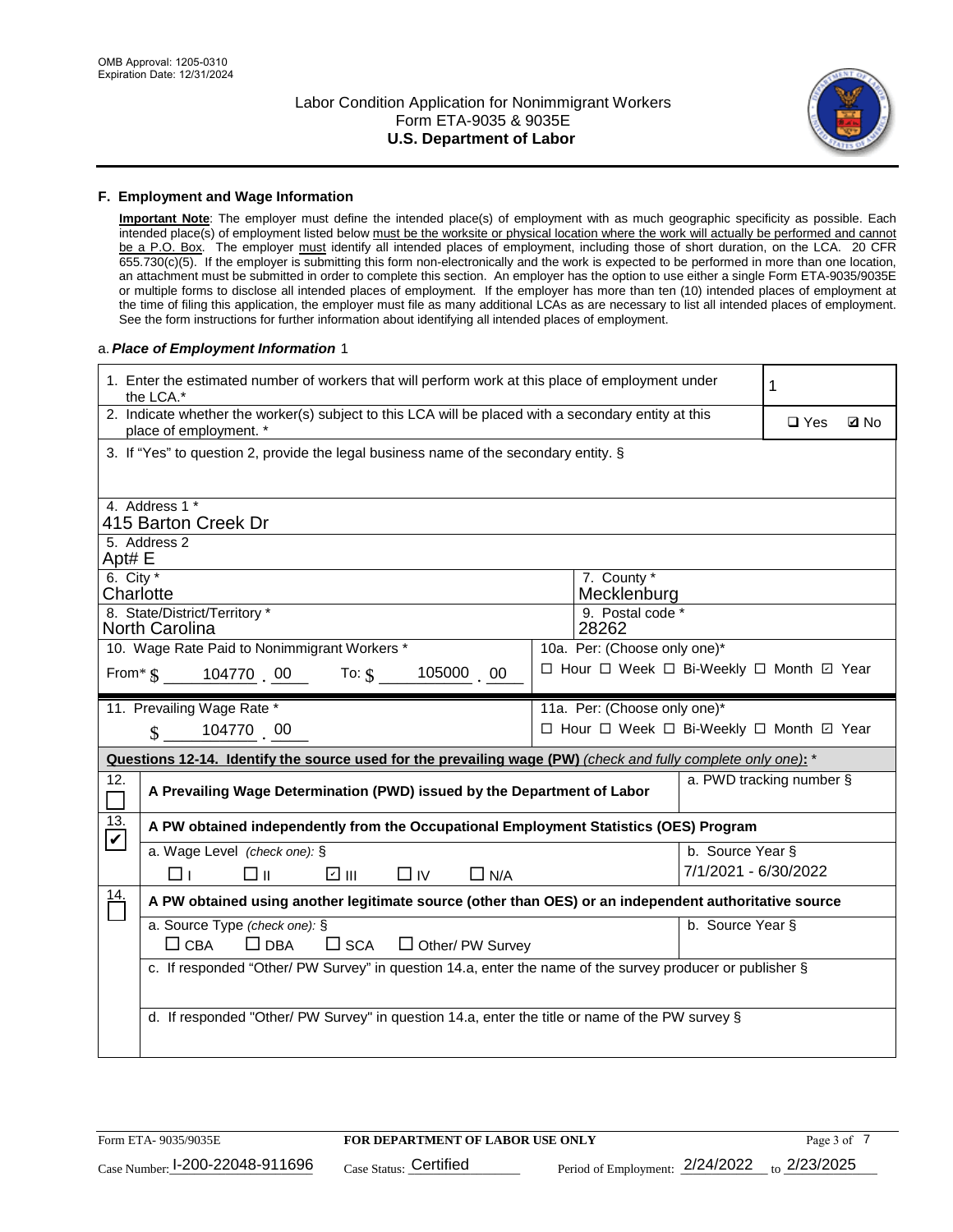## F. Employment and Wage Information

**Important Note**: The employer must define the intended place(s) of employment with as much geographic specificity as possible. Each intended place(s) of employment listed below must be the worksite or physical location where the work will actually be performed and cannot be a P.O. Box. The employer must identify all intended places of employment, including those of short duration, on the LCA. 20 CFR 655.730(c)(5). If the employer is submitting this form non-electronically and the work is expected to be performed in more than one location, an attachment must be submitted in order to complete this section. An employer has the option to use either a single Form ETA-9035/9035E or multiple forms to disclose all intended places of employment. If the employer has more than ten (10) intended places of employment at the time of filing this application, the employer must file as many additional LCAs as are necessary to list all intended places of employment. See the form instructions for further information about identifying all intended places of employment.

a. ***Place of Employment Information*** 1

| | |
|---|---|
| 1. Enter the estimated number of workers that will perform work at this place of employment under the LCA.* | 1 |
| 2. Indicate whether the worker(s) subject to this LCA will be placed with a secondary entity at this place of employment. * | ☐ Yes ☑ No |
| 3. If "Yes" to question 2, provide the legal business name of the secondary entity. § | |
| 4. Address 1 * 415 Barton Creek Dr | |
| 5. Address 2 Apt# E | |
| 6. City * Charlotte | 7. County * Mecklenburg |
| 8. State/District/Territory * North Carolina | 9. Postal code * 28262 |
| 10. Wage Rate Paid to Nonimmigrant Workers * From* $ 104770 . 00 To: $ 105000 . 00 | 10a. Per: (Choose only one)* ☐ Hour ☐ Week ☐ Bi-Weekly ☐ Month ☑ Year |
| 11. Prevailing Wage Rate * $ 104770 . 00 | 11a. Per: (Choose only one)* ☐ Hour ☐ Week ☐ Bi-Weekly ☐ Month ☑ Year |

**Questions 12-14. Identify the source used for the prevailing wage (PW)** *(check and fully complete only one)*: *

| | | |
|---|---|---|
| 12. ☐ | **A Prevailing Wage Determination (PWD) issued by the Department of Labor** | a. PWD tracking number § |
| 13. ☑ | **A PW obtained independently from the Occupational Employment Statistics (OES) Program** | |
| | a. Wage Level *(check one)*: § ☐ I ☐ II ☑ III ☐ IV ☐ N/A | b. Source Year § 7/1/2021 - 6/30/2022 |
| 14. ☐ | **A PW obtained using another legitimate source (other than OES) or an independent authoritative source** | |
| | a. Source Type *(check one)*: § ☐ CBA ☐ DBA ☐ SCA ☐ Other/ PW Survey | b. Source Year § |
| | c. If responded "Other/ PW Survey" in question 14.a, enter the name of the survey producer or publisher § | |
| | d. If responded "Other/ PW Survey" in question 14.a, enter the title or name of the PW survey § | |

Form ETA- 9035/9035E **FOR DEPARTMENT OF LABOR USE ONLY**

Case Number: I-200-22048-911696 Case Status: Certified Period of Employment: 2/24/2022 to 2/23/2025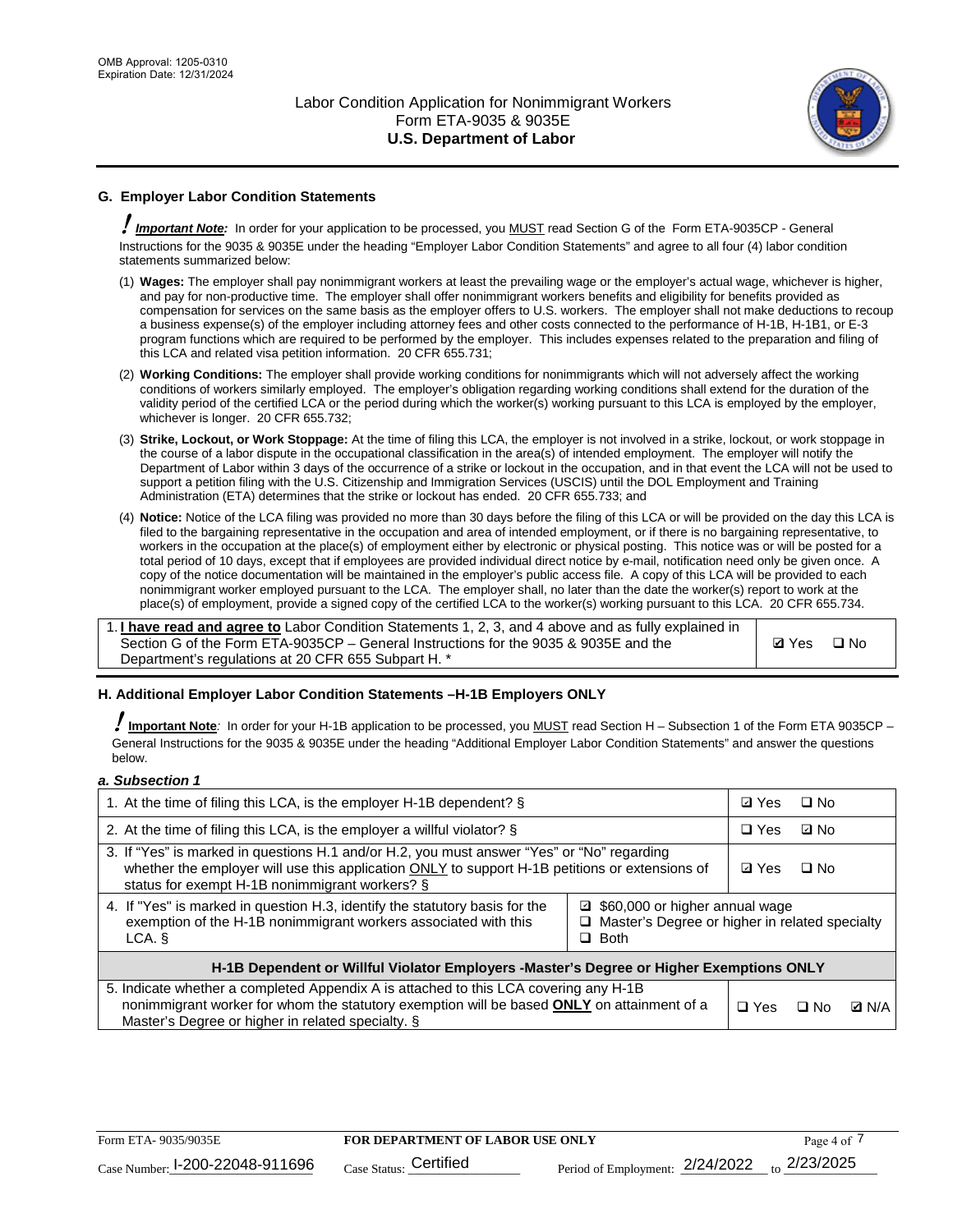## G. Employer Labor Condition Statements

**! Important Note:** In order for your application to be processed, you MUST read Section G of the Form ETA-9035CP - General Instructions for the 9035 & 9035E under the heading "Employer Labor Condition Statements" and agree to all four (4) labor condition statements summarized below:

(1) **Wages:** The employer shall pay nonimmigrant workers at least the prevailing wage or the employer's actual wage, whichever is higher, and pay for non-productive time. The employer shall offer nonimmigrant workers benefits and eligibility for benefits provided as compensation for services on the same basis as the employer offers to U.S. workers. The employer shall not make deductions to recoup a business expense(s) of the employer including attorney fees and other costs connected to the performance of H-1B, H-1B1, or E-3 program functions which are required to be performed by the employer. This includes expenses related to the preparation and filing of this LCA and related visa petition information. 20 CFR 655.731;

(2) **Working Conditions:** The employer shall provide working conditions for nonimmigrants which will not adversely affect the working conditions of workers similarly employed. The employer's obligation regarding working conditions shall extend for the duration of the validity period of the certified LCA or the period during which the worker(s) working pursuant to this LCA is employed by the employer, whichever is longer. 20 CFR 655.732;

(3) **Strike, Lockout, or Work Stoppage:** At the time of filing this LCA, the employer is not involved in a strike, lockout, or work stoppage in the course of a labor dispute in the occupational classification in the area(s) of intended employment. The employer will notify the Department of Labor within 3 days of the occurrence of a strike or lockout in the occupation, and in that event the LCA will not be used to support a petition filing with the U.S. Citizenship and Immigration Services (USCIS) until the DOL Employment and Training Administration (ETA) determines that the strike or lockout has ended. 20 CFR 655.733; and

(4) **Notice:** Notice of the LCA filing was provided no more than 30 days before the filing of this LCA or will be provided on the day this LCA is filed to the bargaining representative in the occupation and area of intended employment, or if there is no bargaining representative, to workers in the occupation at the place(s) of employment either by electronic or physical posting. This notice was or will be posted for a total period of 10 days, except that if employees are provided individual direct notice by e-mail, notification need only be given once. A copy of the notice documentation will be maintained in the employer's public access file. A copy of this LCA will be provided to each nonimmigrant worker employed pursuant to the LCA. The employer shall, no later than the date the worker(s) report to work at the place(s) of employment, provide a signed copy of the certified LCA to the worker(s) working pursuant to this LCA. 20 CFR 655.734.

| | |
|---|---|
| 1. **I have read and agree to** Labor Condition Statements 1, 2, 3, and 4 above and as fully explained in Section G of the Form ETA-9035CP – General Instructions for the 9035 & 9035E and the Department's regulations at 20 CFR 655 Subpart H. * | ☑ Yes ☐ No |

## H. Additional Employer Labor Condition Statements –H-1B Employers ONLY

**! Important Note:** In order for your H-1B application to be processed, you MUST read Section H – Subsection 1 of the Form ETA 9035CP – General Instructions for the 9035 & 9035E under the heading "Additional Employer Labor Condition Statements" and answer the questions below.

***a. Subsection 1***

| | |
|---|---|
| 1. At the time of filing this LCA, is the employer H-1B dependent? § | ☑ Yes ☐ No |
| 2. At the time of filing this LCA, is the employer a willful violator? § | ☐ Yes ☑ No |
| 3. If "Yes" is marked in questions H.1 and/or H.2, you must answer "Yes" or "No" regarding whether the employer will use this application ONLY to support H-1B petitions or extensions of status for exempt H-1B nonimmigrant workers? § | ☑ Yes ☐ No |
| 4. If "Yes" is marked in question H.3, identify the statutory basis for the exemption of the H-1B nonimmigrant workers associated with this LCA. § | ☑ $60,000 or higher annual wage<br>☐ Master's Degree or higher in related specialty<br>☐ Both |
| **H-1B Dependent or Willful Violator Employers -Master's Degree or Higher Exemptions ONLY** | |
| 5. Indicate whether a completed Appendix A is attached to this LCA covering any H-1B nonimmigrant worker for whom the statutory exemption will be based **ONLY** on attainment of a Master's Degree or higher in related specialty. § | ☐ Yes ☐ No ☑ N/A |

Form ETA- 9035/9035E | FOR DEPARTMENT OF LABOR USE ONLY

Case Number: I-200-22048-911696 Case Status: Certified Period of Employment: 2/24/2022 to 2/23/2025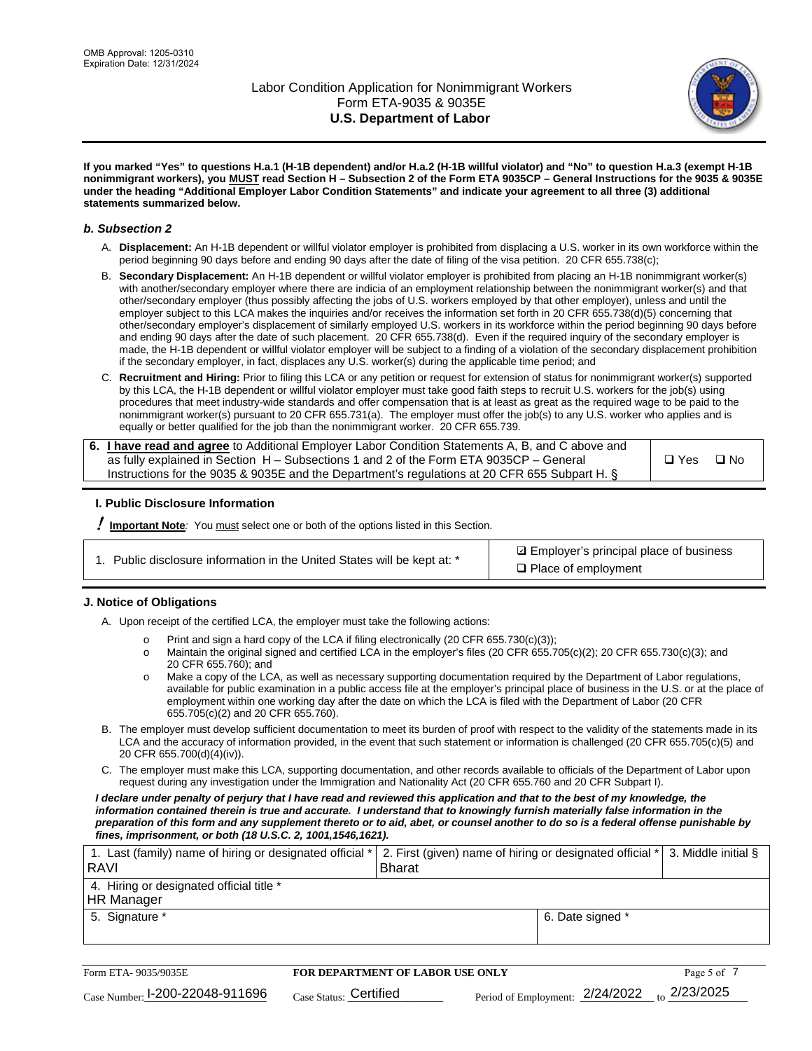**If you marked "Yes" to questions H.a.1 (H-1B dependent) and/or H.a.2 (H-1B willful violator) and "No" to question H.a.3 (exempt H-1B nonimmigrant workers), you MUST read Section H – Subsection 2 of the Form ETA 9035CP – General Instructions for the 9035 & 9035E under the heading "Additional Employer Labor Condition Statements" and indicate your agreement to all three (3) additional statements summarized below.**

### *b. Subsection 2*

A. **Displacement:** An H-1B dependent or willful violator employer is prohibited from displacing a U.S. worker in its own workforce within the period beginning 90 days before and ending 90 days after the date of filing of the visa petition. 20 CFR 655.738(c);

B. **Secondary Displacement:** An H-1B dependent or willful violator employer is prohibited from placing an H-1B nonimmigrant worker(s) with another/secondary employer where there are indicia of an employment relationship between the nonimmigrant worker(s) and that other/secondary employer (thus possibly affecting the jobs of U.S. workers employed by that other employer), unless and until the employer subject to this LCA makes the inquiries and/or receives the information set forth in 20 CFR 655.738(d)(5) concerning that other/secondary employer's displacement of similarly employed U.S. workers in its workforce within the period beginning 90 days before and ending 90 days after the date of such placement. 20 CFR 655.738(d). Even if the required inquiry of the secondary employer is made, the H-1B dependent or willful violator employer will be subject to a finding of a violation of the secondary displacement prohibition if the secondary employer, in fact, displaces any U.S. worker(s) during the applicable time period; and

C. **Recruitment and Hiring:** Prior to filing this LCA or any petition or request for extension of status for nonimmigrant worker(s) supported by this LCA, the H-1B dependent or willful violator employer must take good faith steps to recruit U.S. workers for the job(s) using procedures that meet industry-wide standards and offer compensation that is at least as great as the required wage to be paid to the nonimmigrant worker(s) pursuant to 20 CFR 655.731(a). The employer must offer the job(s) to any U.S. worker who applies and is equally or better qualified for the job than the nonimmigrant worker. 20 CFR 655.739.

| 6. **I have read and agree** to Additional Employer Labor Condition Statements A, B, and C above and as fully explained in Section H – Subsections 1 and 2 of the Form ETA 9035CP – General Instructions for the 9035 & 9035E and the Department's regulations at 20 CFR 655 Subpart H. § | ❑ Yes ❑ No |
|---|---|

### I. Public Disclosure Information

**!** **Important Note**: You must select one or both of the options listed in this Section.

| 1. Public disclosure information in the United States will be kept at: * | ☑ Employer's principal place of business<br>❑ Place of employment |
|---|---|

### J. Notice of Obligations

A. Upon receipt of the certified LCA, the employer must take the following actions:

- o Print and sign a hard copy of the LCA if filing electronically (20 CFR 655.730(c)(3));
- o Maintain the original signed and certified LCA in the employer's files (20 CFR 655.705(c)(2); 20 CFR 655.730(c)(3); and 20 CFR 655.760); and
- o Make a copy of the LCA, as well as necessary supporting documentation required by the Department of Labor regulations, available for public examination in a public access file at the employer's principal place of business in the U.S. or at the place of employment within one working day after the date on which the LCA is filed with the Department of Labor (20 CFR 655.705(c)(2) and 20 CFR 655.760).

B. The employer must develop sufficient documentation to meet its burden of proof with respect to the validity of the statements made in its LCA and the accuracy of information provided, in the event that such statement or information is challenged (20 CFR 655.705(c)(5) and 20 CFR 655.700(d)(4)(iv)).

C. The employer must make this LCA, supporting documentation, and other records available to officials of the Department of Labor upon request during any investigation under the Immigration and Nationality Act (20 CFR 655.760 and 20 CFR Subpart I).

***I declare under penalty of perjury that I have read and reviewed this application and that to the best of my knowledge, the information contained therein is true and accurate. I understand that to knowingly furnish materially false information in the preparation of this form and any supplement thereto or to aid, abet, or counsel another to do so is a federal offense punishable by fines, imprisonment, or both (18 U.S.C. 2, 1001,1546,1621).***

| 1. Last (family) name of hiring or designated official *<br>RAVI | 2. First (given) name of hiring or designated official *<br>Bharat | 3. Middle initial § |
|---|---|---|
| 4. Hiring or designated official title *<br>HR Manager | | |
| 5. Signature * | 6. Date signed * | |

Form ETA- 9035/9035E | **FOR DEPARTMENT OF LABOR USE ONLY**

Case Number: I-200-22048-911696 | Case Status: Certified | Period of Employment: 2/24/2022 to 2/23/2025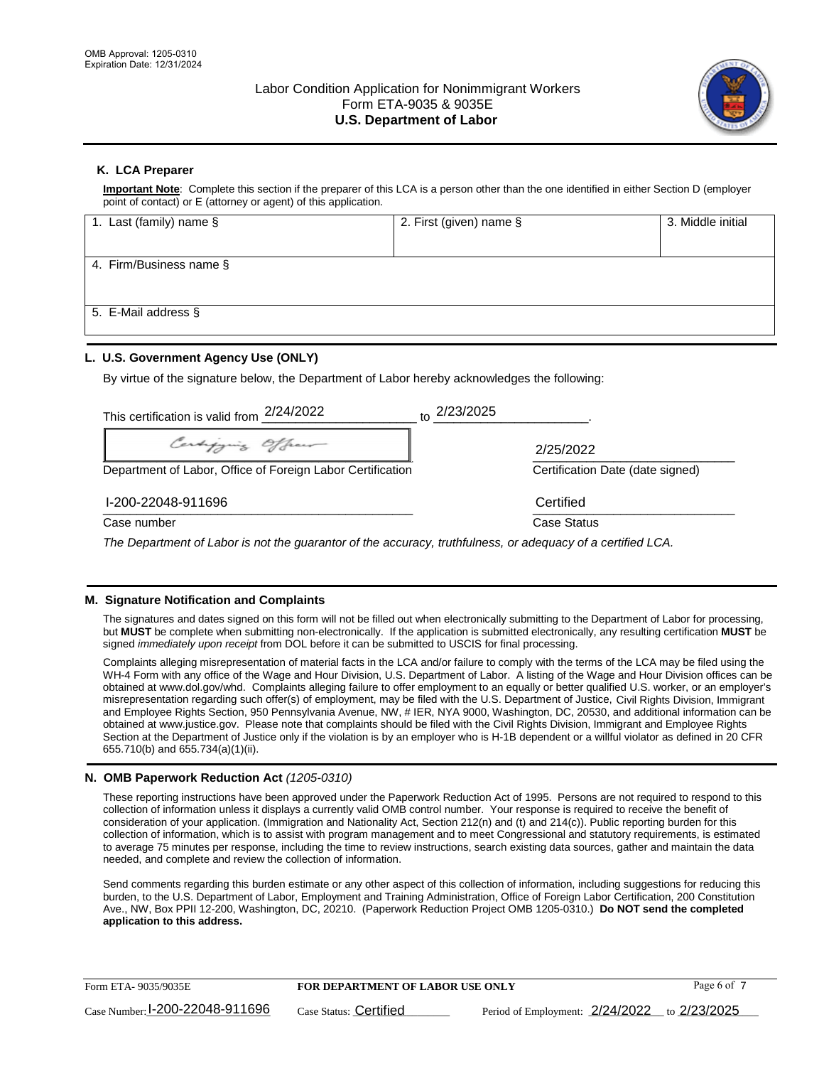## K. LCA Preparer

**Important Note**: Complete this section if the preparer of this LCA is a person other than the one identified in either Section D (employer point of contact) or E (attorney or agent) of this application.

| 1. Last (family) name § | 2. First (given) name § | 3. Middle initial |
|---|---|---|
| | | |
| 4. Firm/Business name § | | |
| | | |
| 5. E-Mail address § | | |
| | | |

## L. U.S. Government Agency Use (ONLY)

By virtue of the signature below, the Department of Labor hereby acknowledges the following:

This certification is valid from 2/24/2022 to 2/23/2025.

Certifying Officer

Department of Labor, Office of Foreign Labor Certification

2/25/2022

Certification Date (date signed)

I-200-22048-911696

Case number

Certified

Case Status

*The Department of Labor is not the guarantor of the accuracy, truthfulness, or adequacy of a certified LCA.*

## M. Signature Notification and Complaints

The signatures and dates signed on this form will not be filled out when electronically submitting to the Department of Labor for processing, but **MUST** be complete when submitting non-electronically. If the application is submitted electronically, any resulting certification **MUST** be signed *immediately upon receipt* from DOL before it can be submitted to USCIS for final processing.

Complaints alleging misrepresentation of material facts in the LCA and/or failure to comply with the terms of the LCA may be filed using the WH-4 Form with any office of the Wage and Hour Division, U.S. Department of Labor. A listing of the Wage and Hour Division offices can be obtained at www.dol.gov/whd. Complaints alleging failure to offer employment to an equally or better qualified U.S. worker, or an employer's misrepresentation regarding such offer(s) of employment, may be filed with the U.S. Department of Justice, Civil Rights Division, Immigrant and Employee Rights Section, 950 Pennsylvania Avenue, NW, # IER, NYA 9000, Washington, DC, 20530, and additional information can be obtained at www.justice.gov. Please note that complaints should be filed with the Civil Rights Division, Immigrant and Employee Rights Section at the Department of Justice only if the violation is by an employer who is H-1B dependent or a willful violator as defined in 20 CFR 655.710(b) and 655.734(a)(1)(ii).

## N. OMB Paperwork Reduction Act *(1205-0310)*

These reporting instructions have been approved under the Paperwork Reduction Act of 1995. Persons are not required to respond to this collection of information unless it displays a currently valid OMB control number. Your response is required to receive the benefit of consideration of your application. (Immigration and Nationality Act, Section 212(n) and (t) and 214(c)). Public reporting burden for this collection of information, which is to assist with program management and to meet Congressional and statutory requirements, is estimated to average 75 minutes per response, including the time to review instructions, search existing data sources, gather and maintain the data needed, and complete and review the collection of information.

Send comments regarding this burden estimate or any other aspect of this collection of information, including suggestions for reducing this burden, to the U.S. Department of Labor, Employment and Training Administration, Office of Foreign Labor Certification, 200 Constitution Ave., NW, Box PPII 12-200, Washington, DC, 20210. (Paperwork Reduction Project OMB 1205-0310.) **Do NOT send the completed application to this address.**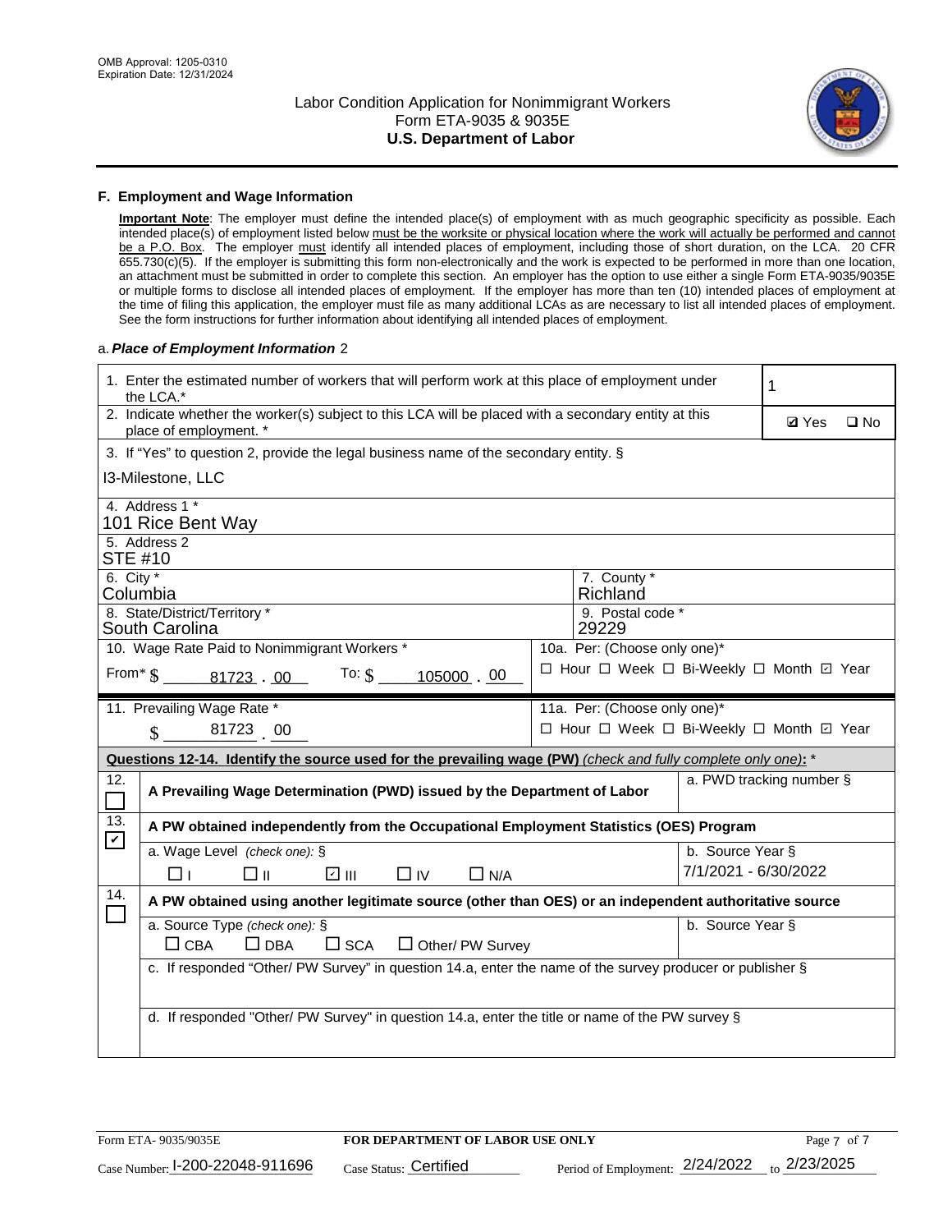OMB Approval: 1205-0310
Expiration Date: 12/31/2024

# Labor Condition Application for Nonimmigrant Workers
Form ETA-9035 & 9035E
**U.S. Department of Labor**

## F. Employment and Wage Information

**Important Note**: The employer must define the intended place(s) of employment with as much geographic specificity as possible. Each intended place(s) of employment listed below must be the worksite or physical location where the work will actually be performed and cannot be a P.O. Box. The employer must identify all intended places of employment, including those of short duration, on the LCA. 20 CFR 655.730(c)(5). If the employer is submitting this form non-electronically and the work is expected to be performed in more than one location, an attachment must be submitted in order to complete this section. An employer has the option to use either a single Form ETA-9035/9035E or multiple forms to disclose all intended places of employment. If the employer has more than ten (10) intended places of employment at the time of filing this application, the employer must file as many additional LCAs as are necessary to list all intended places of employment. See the form instructions for further information about identifying all intended places of employment.

a. ***Place of Employment Information*** 2

| | |
|---|---|
| 1. Enter the estimated number of workers that will perform work at this place of employment under the LCA.* | 1 |
| 2. Indicate whether the worker(s) subject to this LCA will be placed with a secondary entity at this place of employment. * | ☑ Yes ☐ No |
| 3. If "Yes" to question 2, provide the legal business name of the secondary entity. § I3-Milestone, LLC | |
| 4. Address 1 * 101 Rice Bent Way | |
| 5. Address 2 STE #10 | |
| 6. City * Columbia | 7. County * Richland |
| 8. State/District/Territory * South Carolina | 9. Postal code * 29229 |
| 10. Wage Rate Paid to Nonimmigrant Workers * From* $ 81723 . 00 To: $ 105000 . 00 | 10a. Per: (Choose only one)* ☐ Hour ☐ Week ☐ Bi-Weekly ☐ Month ☑ Year |
| 11. Prevailing Wage Rate * $ 81723 . 00 | 11a. Per: (Choose only one)* ☐ Hour ☐ Week ☐ Bi-Weekly ☐ Month ☑ Year |

**Questions 12-14. Identify the source used for the prevailing wage (PW)** *(check and fully complete only one)*: *

| | | |
|---|---|---|
| 12. ☐ | **A Prevailing Wage Determination (PWD) issued by the Department of Labor** | a. PWD tracking number § |
| 13. ☑ | **A PW obtained independently from the Occupational Employment Statistics (OES) Program** | |
| | a. Wage Level *(check one):* § ☐ I ☐ II ☑ III ☐ IV ☐ N/A | b. Source Year § 7/1/2021 - 6/30/2022 |
| 14. ☐ | **A PW obtained using another legitimate source (other than OES) or an independent authoritative source** | |
| | a. Source Type *(check one):* § ☐ CBA ☐ DBA ☐ SCA ☐ Other/ PW Survey | b. Source Year § |
| | c. If responded "Other/ PW Survey" in question 14.a, enter the name of the survey producer or publisher § | |
| | d. If responded "Other/ PW Survey" in question 14.a, enter the title or name of the PW survey § | |

Form ETA- 9035/9035E | **FOR DEPARTMENT OF LABOR USE ONLY**

Case Number: I-200-22048-911696 Case Status: Certified Period of Employment: 2/24/2022 to 2/23/2025